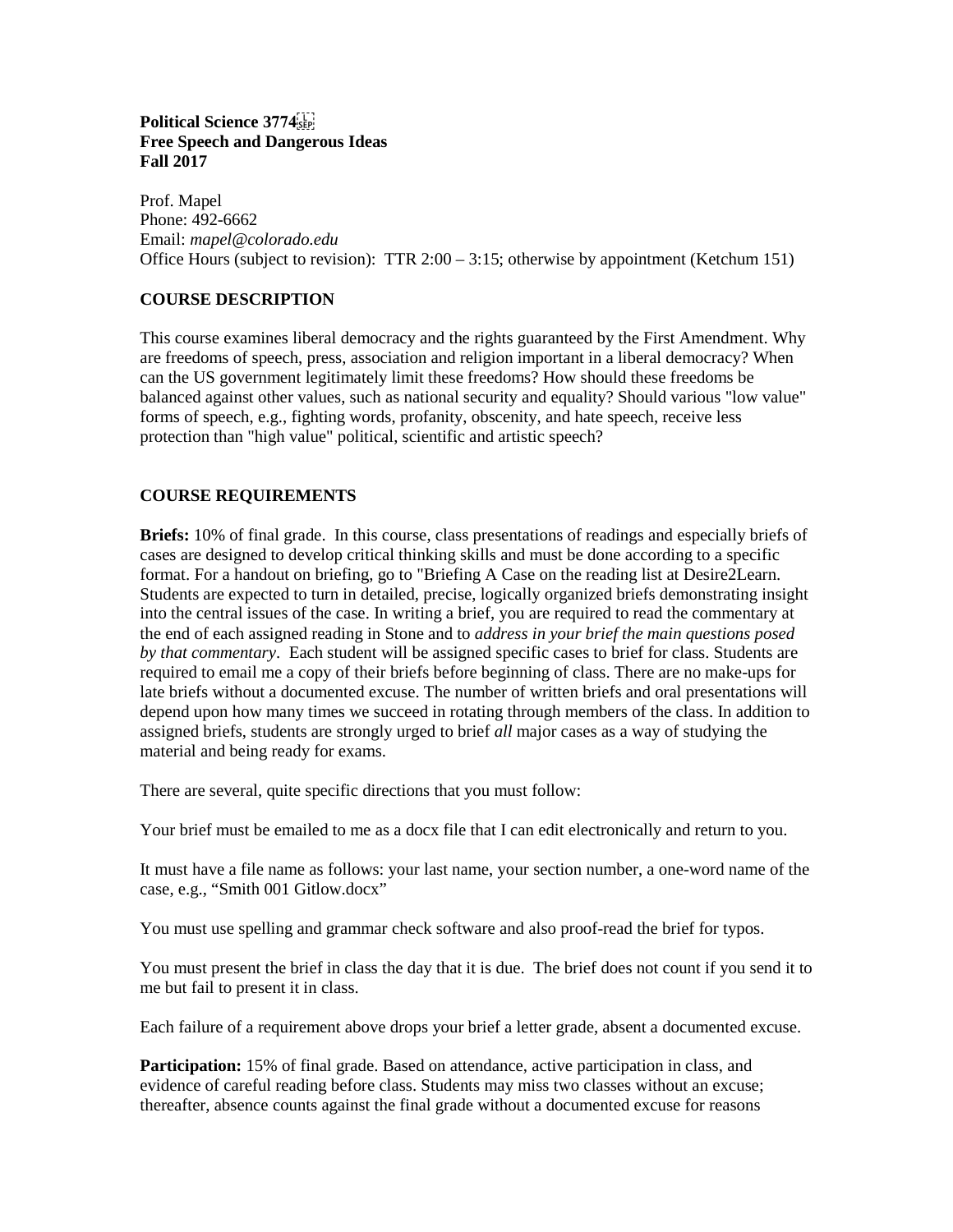**Political Science 3774**
**Free Speech and Dangerous Ideas**
**Fall 2017**

Prof. Mapel
Phone: 492-6662
Email: *mapel@colorado.edu*
Office Hours (subject to revision): TTR 2:00 – 3:15; otherwise by appointment (Ketchum 151)

## COURSE DESCRIPTION

This course examines liberal democracy and the rights guaranteed by the First Amendment. Why are freedoms of speech, press, association and religion important in a liberal democracy? When can the US government legitimately limit these freedoms? How should these freedoms be balanced against other values, such as national security and equality? Should various "low value" forms of speech, e.g., fighting words, profanity, obscenity, and hate speech, receive less protection than "high value" political, scientific and artistic speech?

## COURSE REQUIREMENTS

**Briefs:** 10% of final grade. In this course, class presentations of readings and especially briefs of cases are designed to develop critical thinking skills and must be done according to a specific format. For a handout on briefing, go to "Briefing A Case on the reading list at Desire2Learn. Students are expected to turn in detailed, precise, logically organized briefs demonstrating insight into the central issues of the case. In writing a brief, you are required to read the commentary at the end of each assigned reading in Stone and to *address in your brief the main questions posed by that commentary*. Each student will be assigned specific cases to brief for class. Students are required to email me a copy of their briefs before beginning of class. There are no make-ups for late briefs without a documented excuse. The number of written briefs and oral presentations will depend upon how many times we succeed in rotating through members of the class. In addition to assigned briefs, students are strongly urged to brief *all* major cases as a way of studying the material and being ready for exams.

There are several, quite specific directions that you must follow:

Your brief must be emailed to me as a docx file that I can edit electronically and return to you.

It must have a file name as follows: your last name, your section number, a one-word name of the case, e.g., "Smith 001 Gitlow.docx"

You must use spelling and grammar check software and also proof-read the brief for typos.

You must present the brief in class the day that it is due. The brief does not count if you send it to me but fail to present it in class.

Each failure of a requirement above drops your brief a letter grade, absent a documented excuse.

**Participation:** 15% of final grade. Based on attendance, active participation in class, and evidence of careful reading before class. Students may miss two classes without an excuse; thereafter, absence counts against the final grade without a documented excuse for reasons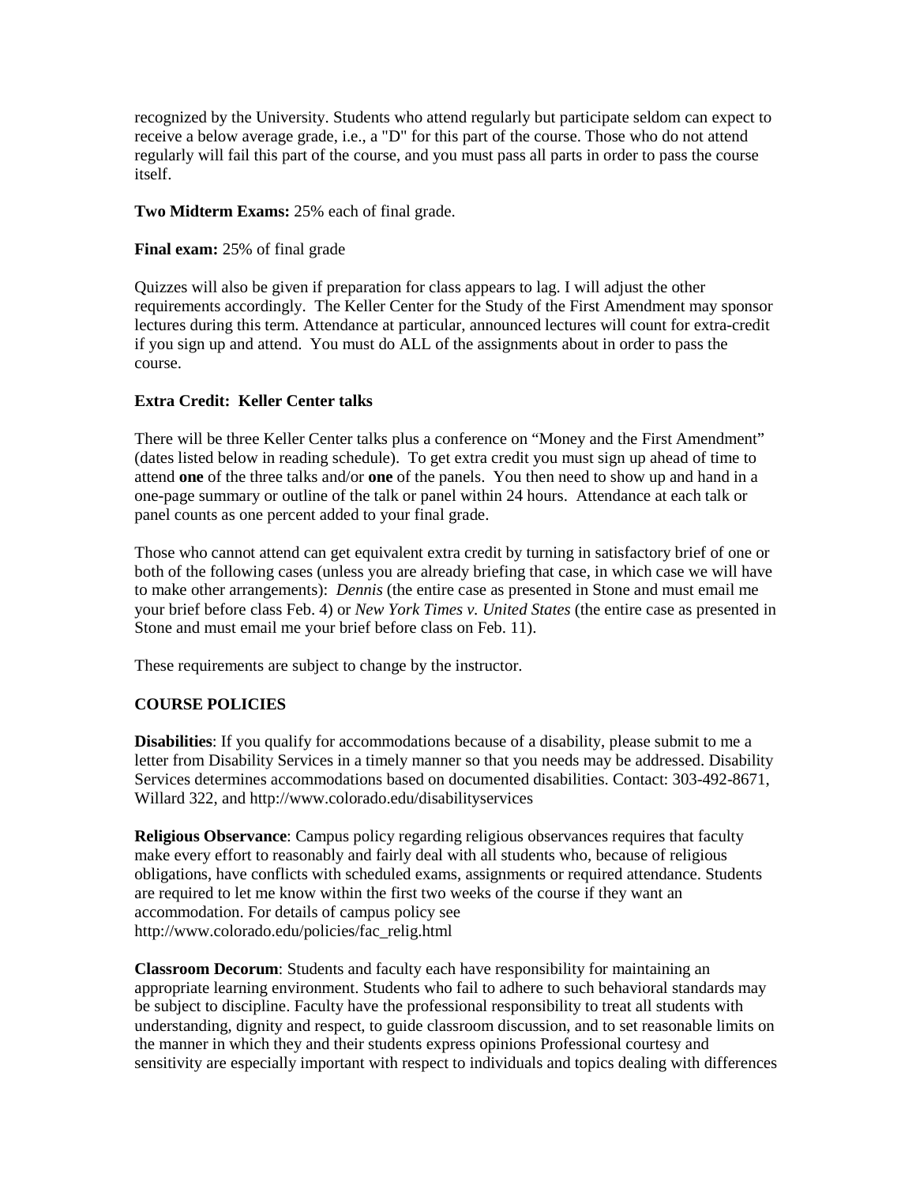recognized by the University. Students who attend regularly but participate seldom can expect to receive a below average grade, i.e., a "D" for this part of the course. Those who do not attend regularly will fail this part of the course, and you must pass all parts in order to pass the course itself.

**Two Midterm Exams:** 25% each of final grade.

**Final exam:** 25% of final grade

Quizzes will also be given if preparation for class appears to lag. I will adjust the other requirements accordingly. The Keller Center for the Study of the First Amendment may sponsor lectures during this term. Attendance at particular, announced lectures will count for extra-credit if you sign up and attend. You must do ALL of the assignments about in order to pass the course.

**Extra Credit: Keller Center talks**

There will be three Keller Center talks plus a conference on "Money and the First Amendment" (dates listed below in reading schedule). To get extra credit you must sign up ahead of time to attend **one** of the three talks and/or **one** of the panels. You then need to show up and hand in a one-page summary or outline of the talk or panel within 24 hours. Attendance at each talk or panel counts as one percent added to your final grade.

Those who cannot attend can get equivalent extra credit by turning in satisfactory brief of one or both of the following cases (unless you are already briefing that case, in which case we will have to make other arrangements): *Dennis* (the entire case as presented in Stone and must email me your brief before class Feb. 4) or *New York Times v. United States* (the entire case as presented in Stone and must email me your brief before class on Feb. 11).

These requirements are subject to change by the instructor.

**COURSE POLICIES**

**Disabilities**: If you qualify for accommodations because of a disability, please submit to me a letter from Disability Services in a timely manner so that you needs may be addressed. Disability Services determines accommodations based on documented disabilities. Contact: 303-492-8671, Willard 322, and http://www.colorado.edu/disabilityservices

**Religious Observance**: Campus policy regarding religious observances requires that faculty make every effort to reasonably and fairly deal with all students who, because of religious obligations, have conflicts with scheduled exams, assignments or required attendance. Students are required to let me know within the first two weeks of the course if they want an accommodation. For details of campus policy see http://www.colorado.edu/policies/fac_relig.html

**Classroom Decorum**: Students and faculty each have responsibility for maintaining an appropriate learning environment. Students who fail to adhere to such behavioral standards may be subject to discipline. Faculty have the professional responsibility to treat all students with understanding, dignity and respect, to guide classroom discussion, and to set reasonable limits on the manner in which they and their students express opinions Professional courtesy and sensitivity are especially important with respect to individuals and topics dealing with differences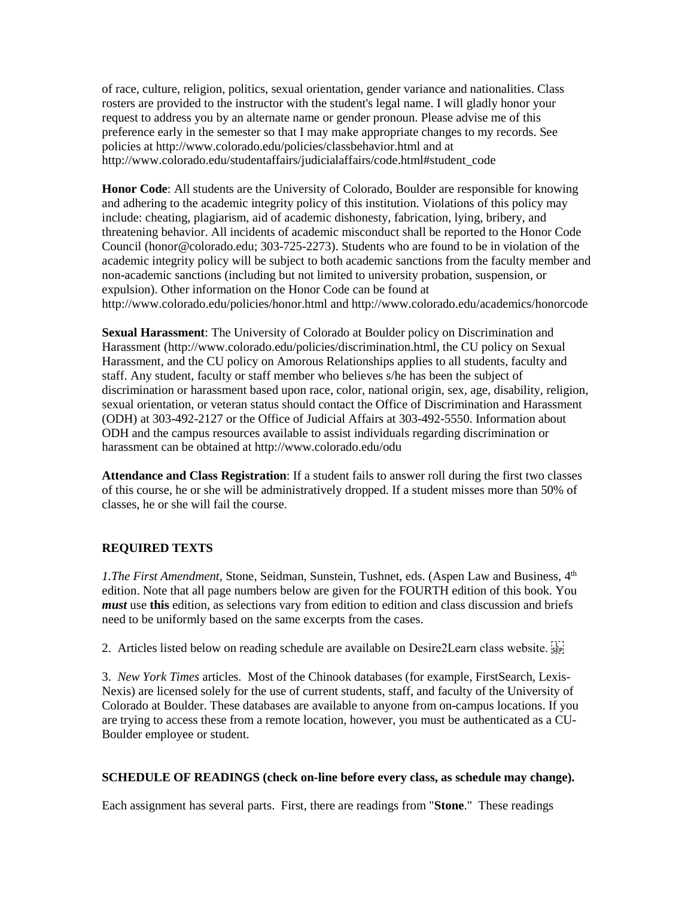of race, culture, religion, politics, sexual orientation, gender variance and nationalities. Class rosters are provided to the instructor with the student's legal name. I will gladly honor your request to address you by an alternate name or gender pronoun. Please advise me of this preference early in the semester so that I may make appropriate changes to my records. See policies at http://www.colorado.edu/policies/classbehavior.html and at http://www.colorado.edu/studentaffairs/judicialaffairs/code.html#student_code

**Honor Code**: All students are the University of Colorado, Boulder are responsible for knowing and adhering to the academic integrity policy of this institution. Violations of this policy may include: cheating, plagiarism, aid of academic dishonesty, fabrication, lying, bribery, and threatening behavior. All incidents of academic misconduct shall be reported to the Honor Code Council (honor@colorado.edu; 303-725-2273). Students who are found to be in violation of the academic integrity policy will be subject to both academic sanctions from the faculty member and non-academic sanctions (including but not limited to university probation, suspension, or expulsion). Other information on the Honor Code can be found at http://www.colorado.edu/policies/honor.html and http://www.colorado.edu/academics/honorcode

**Sexual Harassment**: The University of Colorado at Boulder policy on Discrimination and Harassment (http://www.colorado.edu/policies/discrimination.html, the CU policy on Sexual Harassment, and the CU policy on Amorous Relationships applies to all students, faculty and staff. Any student, faculty or staff member who believes s/he has been the subject of discrimination or harassment based upon race, color, national origin, sex, age, disability, religion, sexual orientation, or veteran status should contact the Office of Discrimination and Harassment (ODH) at 303-492-2127 or the Office of Judicial Affairs at 303-492-5550. Information about ODH and the campus resources available to assist individuals regarding discrimination or harassment can be obtained at http://www.colorado.edu/odu

**Attendance and Class Registration**: If a student fails to answer roll during the first two classes of this course, he or she will be administratively dropped. If a student misses more than 50% of classes, he or she will fail the course.

## REQUIRED TEXTS

1. *The First Amendment*, Stone, Seidman, Sunstein, Tushnet, eds. (Aspen Law and Business, 4th edition. Note that all page numbers below are given for the FOURTH edition of this book. You ***must*** use **this** edition, as selections vary from edition to edition and class discussion and briefs need to be uniformly based on the same excerpts from the cases.

2. Articles listed below on reading schedule are available on Desire2Learn class website.

3. *New York Times* articles. Most of the Chinook databases (for example, FirstSearch, Lexis-Nexis) are licensed solely for the use of current students, staff, and faculty of the University of Colorado at Boulder. These databases are available to anyone from on-campus locations. If you are trying to access these from a remote location, however, you must be authenticated as a CU-Boulder employee or student.

## SCHEDULE OF READINGS (check on-line before every class, as schedule may change).

Each assignment has several parts. First, there are readings from "**Stone**." These readings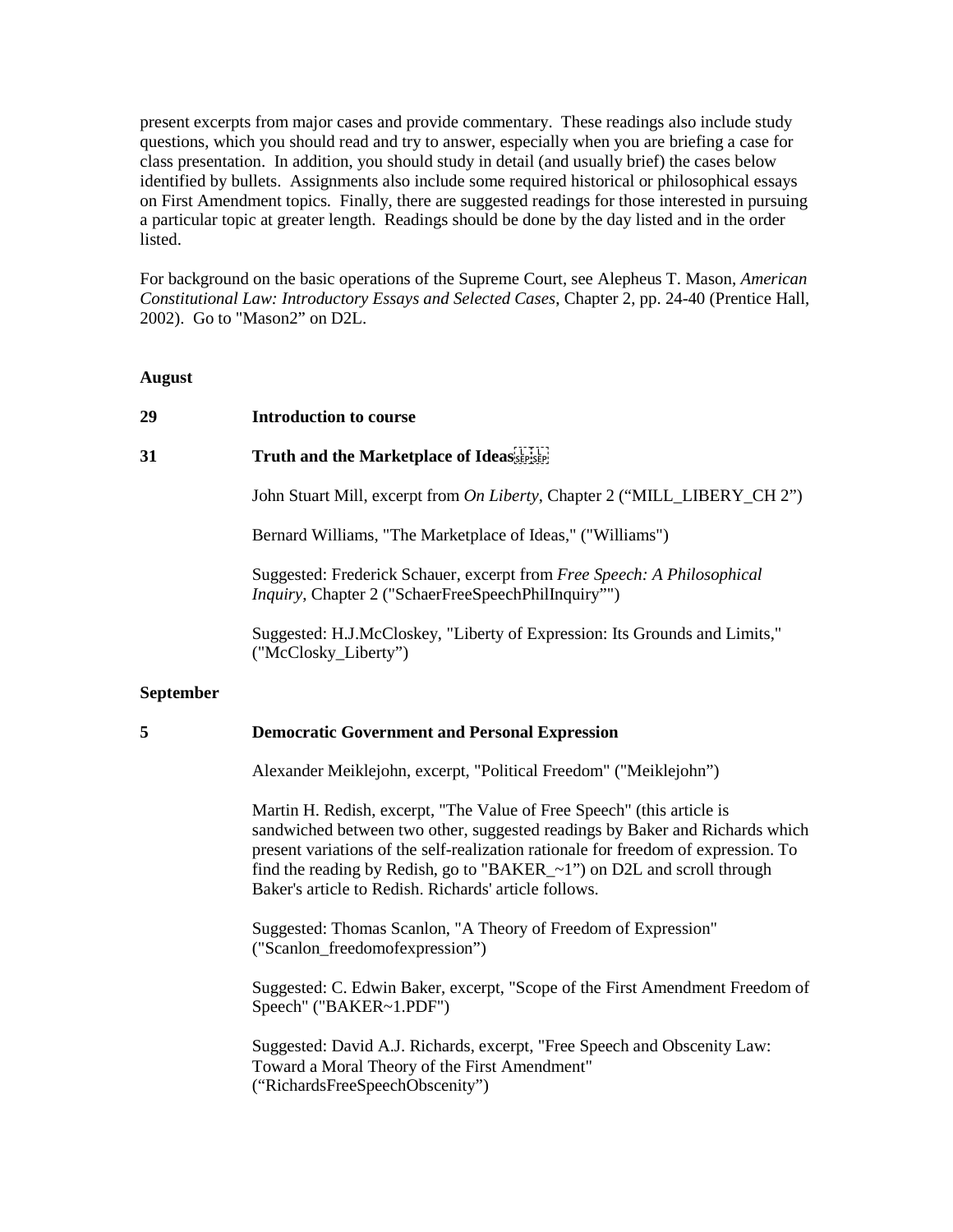present excerpts from major cases and provide commentary. These readings also include study questions, which you should read and try to answer, especially when you are briefing a case for class presentation. In addition, you should study in detail (and usually brief) the cases below identified by bullets. Assignments also include some required historical or philosophical essays on First Amendment topics. Finally, there are suggested readings for those interested in pursuing a particular topic at greater length. Readings should be done by the day listed and in the order listed.

For background on the basic operations of the Supreme Court, see Alepheus T. Mason, *American Constitutional Law: Introductory Essays and Selected Cases*, Chapter 2, pp. 24-40 (Prentice Hall, 2002). Go to "Mason2" on D2L.

**August**

**29** **Introduction to course**

**31** **Truth and the Marketplace of Ideas**

John Stuart Mill, excerpt from *On Liberty*, Chapter 2 ("MILL_LIBERY_CH 2")

Bernard Williams, "The Marketplace of Ideas," ("Williams")

Suggested: Frederick Schauer, excerpt from *Free Speech: A Philosophical Inquiry*, Chapter 2 ("SchaerFreeSpeechPhilInquiry"")

Suggested: H.J.McCloskey, "Liberty of Expression: Its Grounds and Limits," ("McClosky_Liberty")

**September**

**5** **Democratic Government and Personal Expression**

Alexander Meiklejohn, excerpt, "Political Freedom" ("Meiklejohn")

Martin H. Redish, excerpt, "The Value of Free Speech" (this article is sandwiched between two other, suggested readings by Baker and Richards which present variations of the self-realization rationale for freedom of expression. To find the reading by Redish, go to "BAKER_~1") on D2L and scroll through Baker's article to Redish. Richards' article follows.

Suggested: Thomas Scanlon, "A Theory of Freedom of Expression" ("Scanlon_freedomofexpression")

Suggested: C. Edwin Baker, excerpt, "Scope of the First Amendment Freedom of Speech" ("BAKER~1.PDF")

Suggested: David A.J. Richards, excerpt, "Free Speech and Obscenity Law: Toward a Moral Theory of the First Amendment" ("RichardsFreeSpeechObscenity")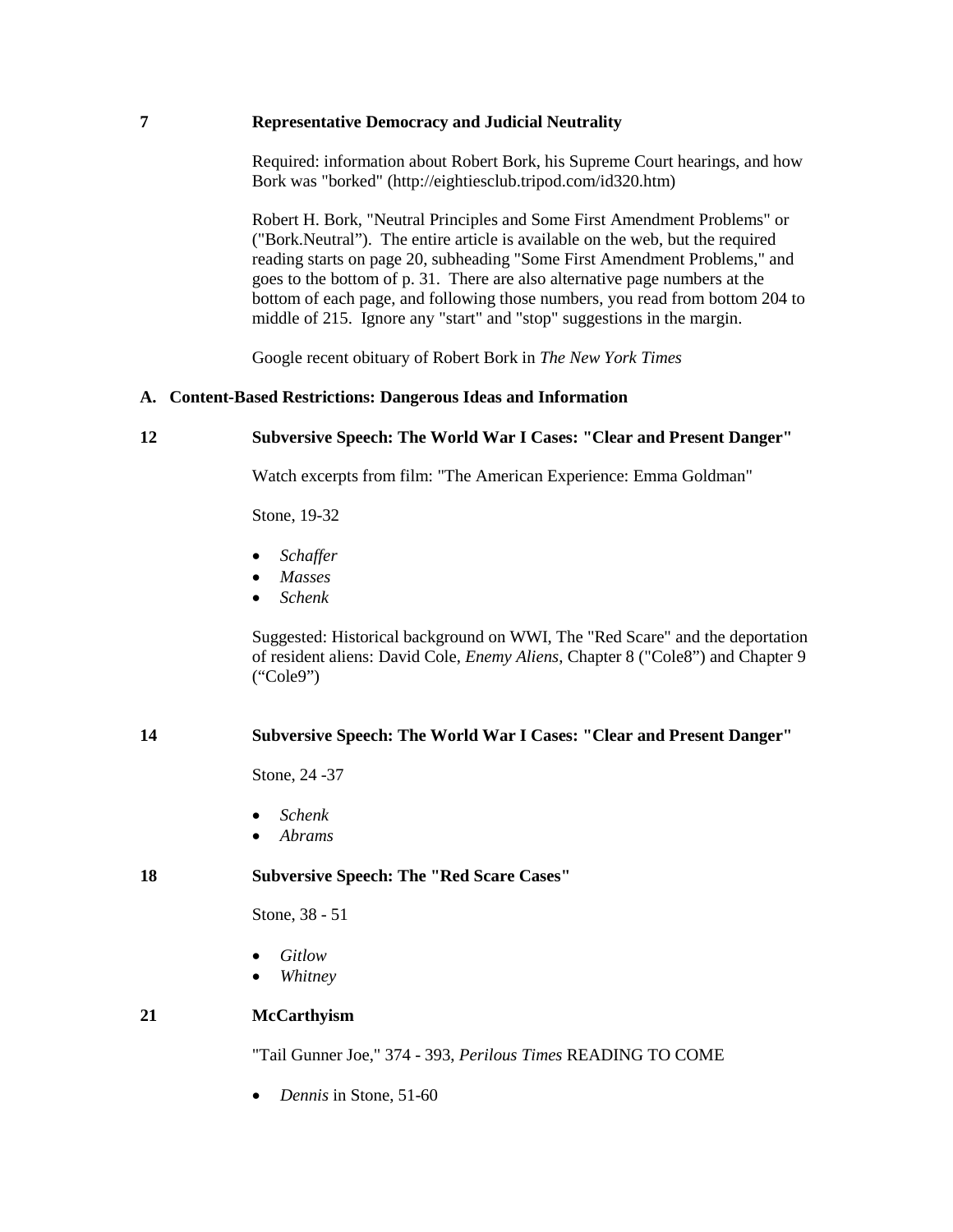**7** **Representative Democracy and Judicial Neutrality**

Required: information about Robert Bork, his Supreme Court hearings, and how Bork was "borked" (http://eightiesclub.tripod.com/id320.htm)

Robert H. Bork, "Neutral Principles and Some First Amendment Problems" or ("Bork.Neutral"). The entire article is available on the web, but the required reading starts on page 20, subheading "Some First Amendment Problems," and goes to the bottom of p. 31. There are also alternative page numbers at the bottom of each page, and following those numbers, you read from bottom 204 to middle of 215. Ignore any "start" and "stop" suggestions in the margin.

Google recent obituary of Robert Bork in *The New York Times*

### A. Content-Based Restrictions: Dangerous Ideas and Information

**12** **Subversive Speech: The World War I Cases: "Clear and Present Danger"**

Watch excerpts from film: "The American Experience: Emma Goldman"

Stone, 19-32

- *Schaffer*
- *Masses*
- *Schenk*

Suggested: Historical background on WWI, The "Red Scare" and the deportation of resident aliens: David Cole, *Enemy Aliens*, Chapter 8 ("Cole8") and Chapter 9 ("Cole9")

**14** **Subversive Speech: The World War I Cases: "Clear and Present Danger"**

Stone, 24 -37

- *Schenk*
- *Abrams*

**18** **Subversive Speech: The "Red Scare Cases"**

Stone, 38 - 51

- *Gitlow*
- *Whitney*

**21** **McCarthyism**

"Tail Gunner Joe," 374 - 393, *Perilous Times* READING TO COME

- *Dennis* in Stone, 51-60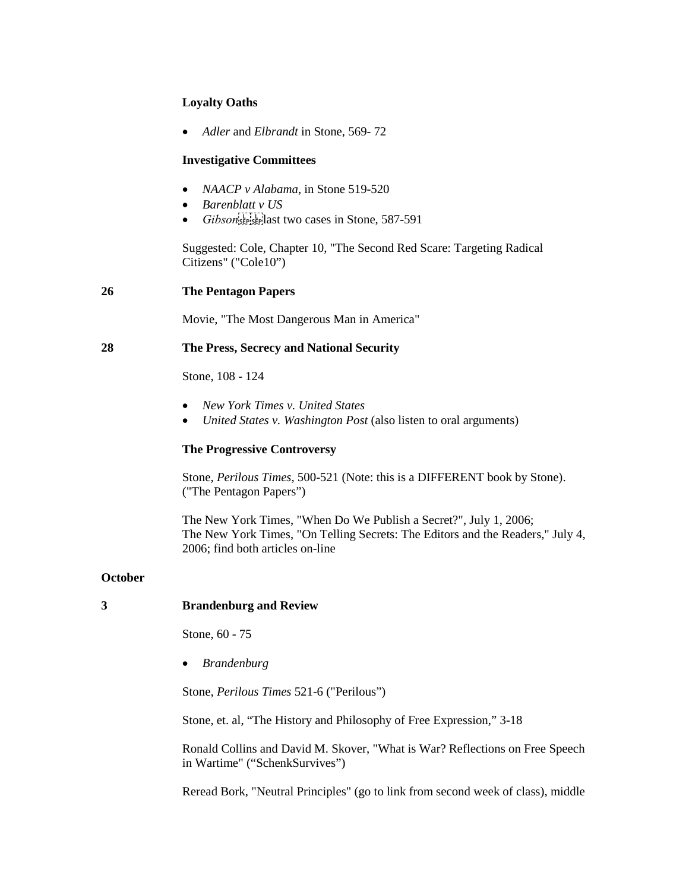**Loyalty Oaths**

- *Adler* and *Elbrandt* in Stone, 569- 72

**Investigative Committees**

- *NAACP v Alabama*, in Stone 519-520
- *Barenblatt v US*
- *Gibson* last two cases in Stone, 587-591

Suggested: Cole, Chapter 10, "The Second Red Scare: Targeting Radical Citizens" ("Cole10")

**26 The Pentagon Papers**

Movie, "The Most Dangerous Man in America"

**28 The Press, Secrecy and National Security**

Stone, 108 - 124

- *New York Times v. United States*
- *United States v. Washington Post* (also listen to oral arguments)

**The Progressive Controversy**

Stone, *Perilous Times*, 500-521 (Note: this is a DIFFERENT book by Stone). ("The Pentagon Papers")

The New York Times, "When Do We Publish a Secret?", July 1, 2006;
The New York Times, "On Telling Secrets: The Editors and the Readers," July 4, 2006; find both articles on-line

**October**

**3 Brandenburg and Review**

Stone, 60 - 75

- *Brandenburg*

Stone, *Perilous Times* 521-6 ("Perilous")

Stone, et. al, "The History and Philosophy of Free Expression," 3-18

Ronald Collins and David M. Skover, "What is War? Reflections on Free Speech in Wartime" ("SchenkSurvives")

Reread Bork, "Neutral Principles" (go to link from second week of class), middle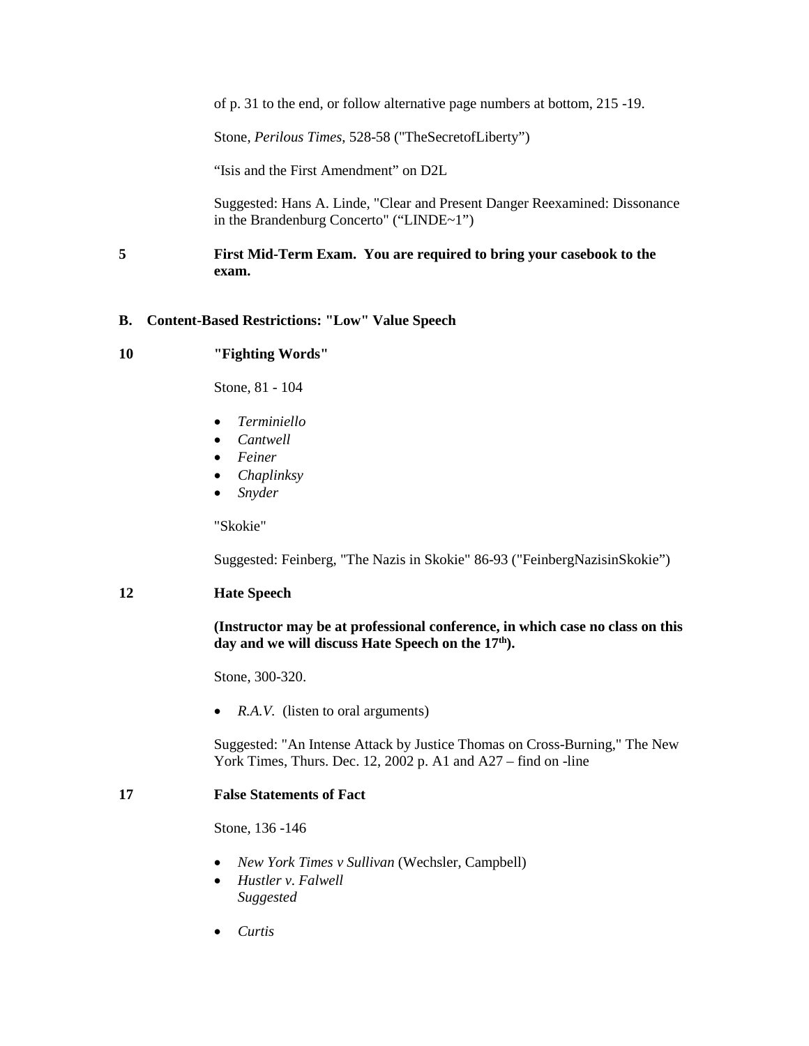of p. 31 to the end, or follow alternative page numbers at bottom, 215 -19.

Stone, *Perilous Times*, 528-58 ("TheSecretofLiberty")

"Isis and the First Amendment" on D2L

Suggested: Hans A. Linde, "Clear and Present Danger Reexamined: Dissonance in the Brandenburg Concerto" ("LINDE~1")

**5** **First Mid-Term Exam. You are required to bring your casebook to the exam.**

**B. Content-Based Restrictions: "Low" Value Speech**

**10** **"Fighting Words"**

Stone, 81 - 104

- *Terminiello*
- *Cantwell*
- *Feiner*
- *Chaplinksy*
- *Snyder*

"Skokie"

Suggested: Feinberg, "The Nazis in Skokie" 86-93 ("FeinbergNazisinSkokie")

**12** **Hate Speech**

**(Instructor may be at professional conference, in which case no class on this day and we will discuss Hate Speech on the 17th).**

Stone, 300-320.

- *R.A.V.* (listen to oral arguments)

Suggested: "An Intense Attack by Justice Thomas on Cross-Burning," The New York Times, Thurs. Dec. 12, 2002 p. A1 and A27 – find on -line

**17** **False Statements of Fact**

Stone, 136 -146

- *New York Times v Sullivan* (Wechsler, Campbell)
- *Hustler v. Falwell*
  *Suggested*
- *Curtis*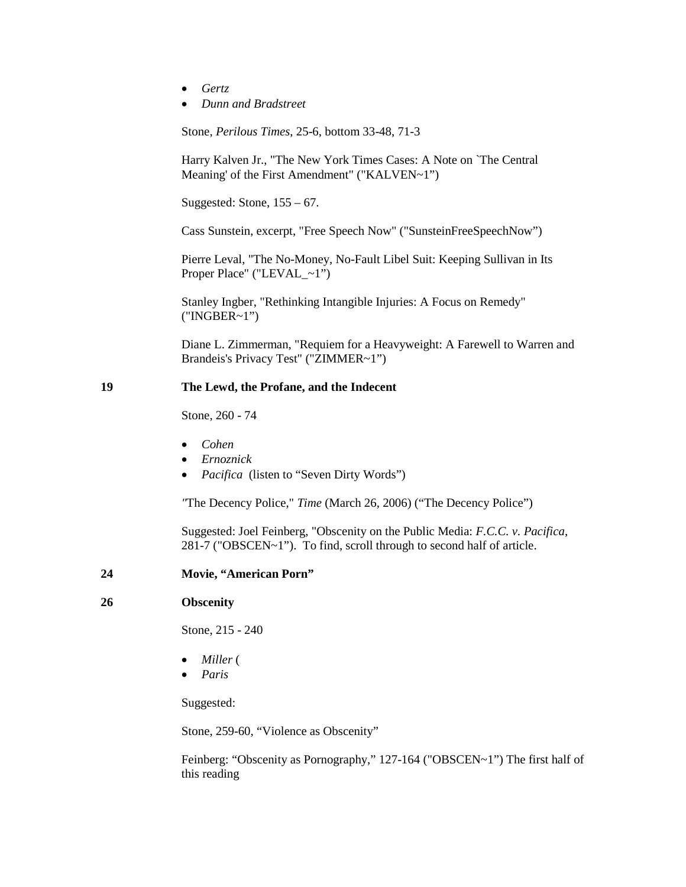- *Gertz*
- *Dunn and Bradstreet*

Stone, *Perilous Times*, 25-6, bottom 33-48, 71-3

Harry Kalven Jr., "The New York Times Cases: A Note on `The Central Meaning' of the First Amendment" ("KALVEN~1")

Suggested: Stone, 155 – 67.

Cass Sunstein, excerpt, "Free Speech Now" ("SunsteinFreeSpeechNow")

Pierre Leval, "The No-Money, No-Fault Libel Suit: Keeping Sullivan in Its Proper Place" ("LEVAL_~1")

Stanley Ingber, "Rethinking Intangible Injuries: A Focus on Remedy" ("INGBER~1")

Diane L. Zimmerman, "Requiem for a Heavyweight: A Farewell to Warren and Brandeis's Privacy Test" ("ZIMMER~1")

**19 The Lewd, the Profane, and the Indecent**

Stone, 260 - 74

- *Cohen*
- *Ernoznick*
- *Pacifica* (listen to "Seven Dirty Words")

*"*The Decency Police," *Time* (March 26, 2006) ("The Decency Police")

Suggested: Joel Feinberg, "Obscenity on the Public Media: *F.C.C. v. Pacifica*, 281-7 ("OBSCEN~1"). To find, scroll through to second half of article.

**24 Movie, "American Porn"**

**26 Obscenity**

Stone, 215 - 240

- *Miller* (
- *Paris*

Suggested:

Stone, 259-60, "Violence as Obscenity"

Feinberg: "Obscenity as Pornography," 127-164 ("OBSCEN~1") The first half of this reading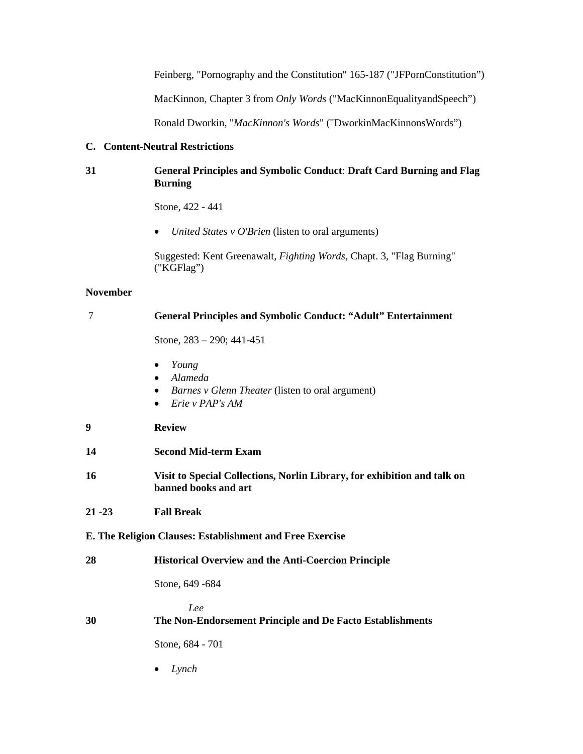Feinberg, "Pornography and the Constitution" 165-187 ("JFPornConstitution")

MacKinnon, Chapter 3 from *Only Words* ("MacKinnonEqualityandSpeech")

Ronald Dworkin, "*MacKinnon's Words*" ("DworkinMacKinnonsWords")

**C. Content-Neutral Restrictions**

**31** **General Principles and Symbolic Conduct**: **Draft Card Burning and Flag Burning**

Stone, 422 - 441

- *United States v O'Brien* (listen to oral arguments)

Suggested: Kent Greenawalt, *Fighting Words*, Chapt. 3, "Flag Burning" ("KGFlag")

**November**

7 **General Principles and Symbolic Conduct: "Adult" Entertainment**

Stone, 283 – 290; 441-451

- *Young*
- *Alameda*
- *Barnes v Glenn Theater* (listen to oral argument)
- *Erie v PAP's AM*

**9** **Review**

**14** **Second Mid-term Exam**

**16** **Visit to Special Collections, Norlin Library, for exhibition and talk on banned books and art**

**21 -23** **Fall Break**

**E. The Religion Clauses: Establishment and Free Exercise**

**28** **Historical Overview and the Anti-Coercion Principle**

Stone, 649 -684

*Lee*

**30** **The Non-Endorsement Principle and De Facto Establishments**

Stone, 684 - 701

- *Lynch*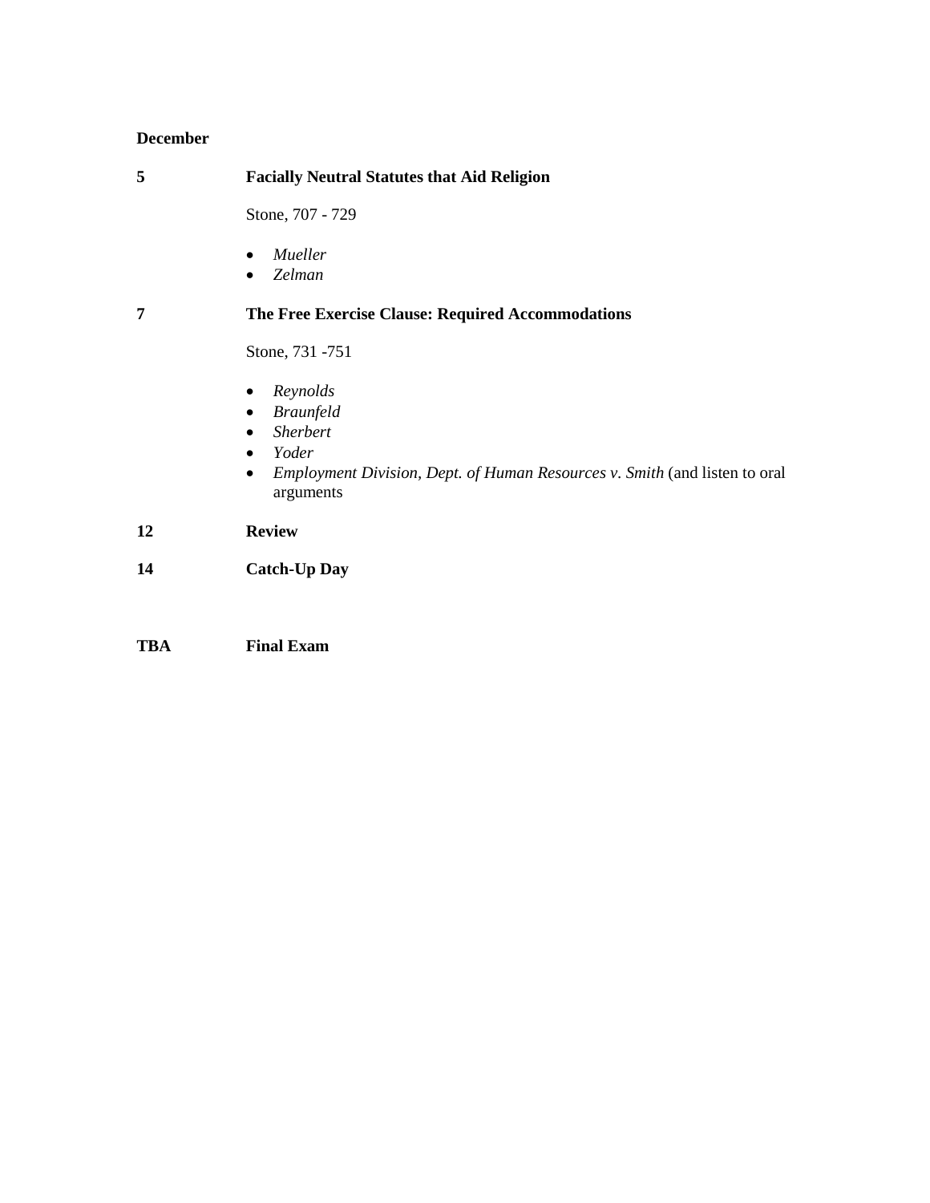**December**

**5** **Facially Neutral Statutes that Aid Religion**

Stone, 707 - 729

- *Mueller*
- *Zelman*

**7** **The Free Exercise Clause: Required Accommodations**

Stone, 731 -751

- *Reynolds*
- *Braunfeld*
- *Sherbert*
- *Yoder*
- *Employment Division, Dept. of Human Resources v. Smith* (and listen to oral arguments

**12** **Review**

**14** **Catch-Up Day**

**TBA** **Final Exam**